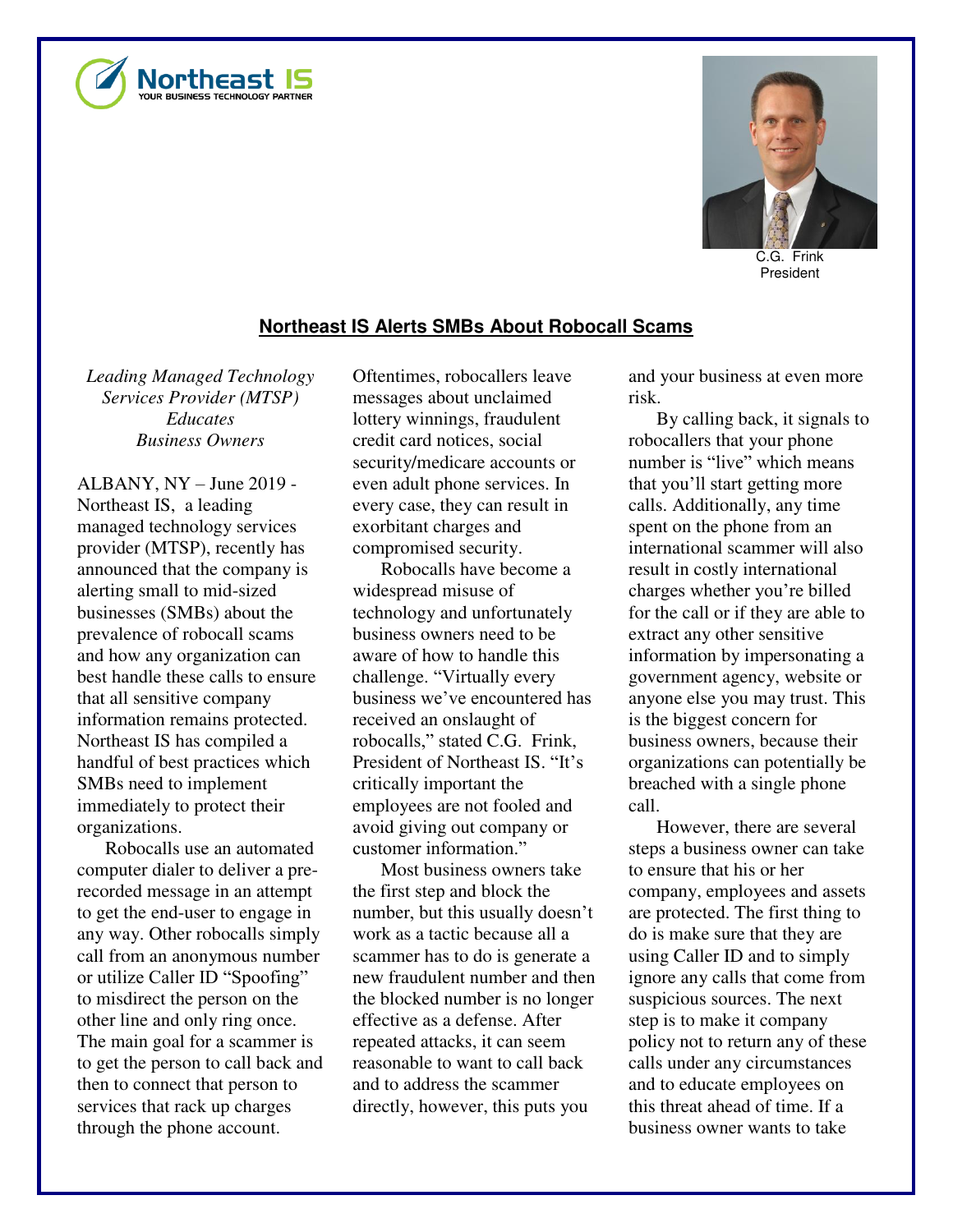Northeast IS
YOUR BUSINESS TECHNOLOGY PARTNER

C.G. Frink
President

## Northeast IS Alerts SMBs About Robocall Scams

*Leading Managed Technology Services Provider (MTSP) Educates Business Owners*

ALBANY, NY – June 2019 - Northeast IS, a leading managed technology services provider (MTSP), recently has announced that the company is alerting small to mid-sized businesses (SMBs) about the prevalence of robocall scams and how any organization can best handle these calls to ensure that all sensitive company information remains protected. Northeast IS has compiled a handful of best practices which SMBs need to implement immediately to protect their organizations.

Robocalls use an automated computer dialer to deliver a pre-recorded message in an attempt to get the end-user to engage in any way. Other robocalls simply call from an anonymous number or utilize Caller ID "Spoofing" to misdirect the person on the other line and only ring once. The main goal for a scammer is to get the person to call back and then to connect that person to services that rack up charges through the phone account. Oftentimes, robocallers leave messages about unclaimed lottery winnings, fraudulent credit card notices, social security/medicare accounts or even adult phone services. In every case, they can result in exorbitant charges and compromised security.

Robocalls have become a widespread misuse of technology and unfortunately business owners need to be aware of how to handle this challenge. "Virtually every business we've encountered has received an onslaught of robocalls," stated C.G. Frink, President of Northeast IS. "It's critically important the employees are not fooled and avoid giving out company or customer information."

Most business owners take the first step and block the number, but this usually doesn't work as a tactic because all a scammer has to do is generate a new fraudulent number and then the blocked number is no longer effective as a defense. After repeated attacks, it can seem reasonable to want to call back and to address the scammer directly, however, this puts you and your business at even more risk.

By calling back, it signals to robocallers that your phone number is "live" which means that you'll start getting more calls. Additionally, any time spent on the phone from an international scammer will also result in costly international charges whether you're billed for the call or if they are able to extract any other sensitive information by impersonating a government agency, website or anyone else you may trust. This is the biggest concern for business owners, because their organizations can potentially be breached with a single phone call.

However, there are several steps a business owner can take to ensure that his or her company, employees and assets are protected. The first thing to do is make sure that they are using Caller ID and to simply ignore any calls that come from suspicious sources. The next step is to make it company policy not to return any of these calls under any circumstances and to educate employees on this threat ahead of time. If a business owner wants to take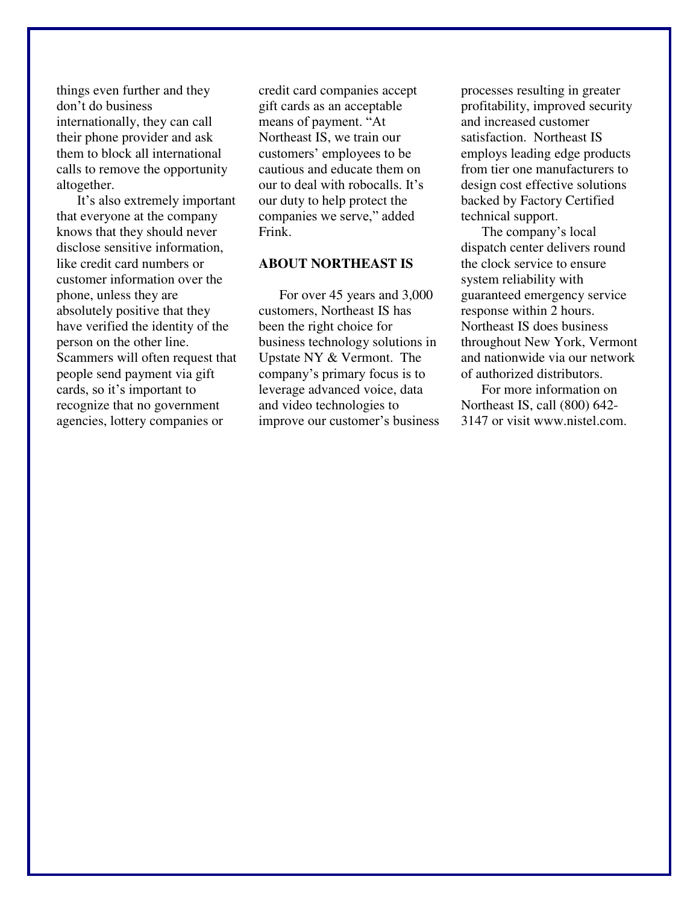things even further and they don't do business internationally, they can call their phone provider and ask them to block all international calls to remove the opportunity altogether.

It's also extremely important that everyone at the company knows that they should never disclose sensitive information, like credit card numbers or customer information over the phone, unless they are absolutely positive that they have verified the identity of the person on the other line. Scammers will often request that people send payment via gift cards, so it's important to recognize that no government agencies, lottery companies or credit card companies accept gift cards as an acceptable means of payment. "At Northeast IS, we train our customers' employees to be cautious and educate them on our to deal with robocalls. It's our duty to help protect the companies we serve," added Frink.

**ABOUT NORTHEAST IS**

For over 45 years and 3,000 customers, Northeast IS has been the right choice for business technology solutions in Upstate NY & Vermont. The company's primary focus is to leverage advanced voice, data and video technologies to improve our customer's business processes resulting in greater profitability, improved security and increased customer satisfaction. Northeast IS employs leading edge products from tier one manufacturers to design cost effective solutions backed by Factory Certified technical support.

The company's local dispatch center delivers round the clock service to ensure system reliability with guaranteed emergency service response within 2 hours. Northeast IS does business throughout New York, Vermont and nationwide via our network of authorized distributors.

For more information on Northeast IS, call (800) 642-3147 or visit www.nistel.com.